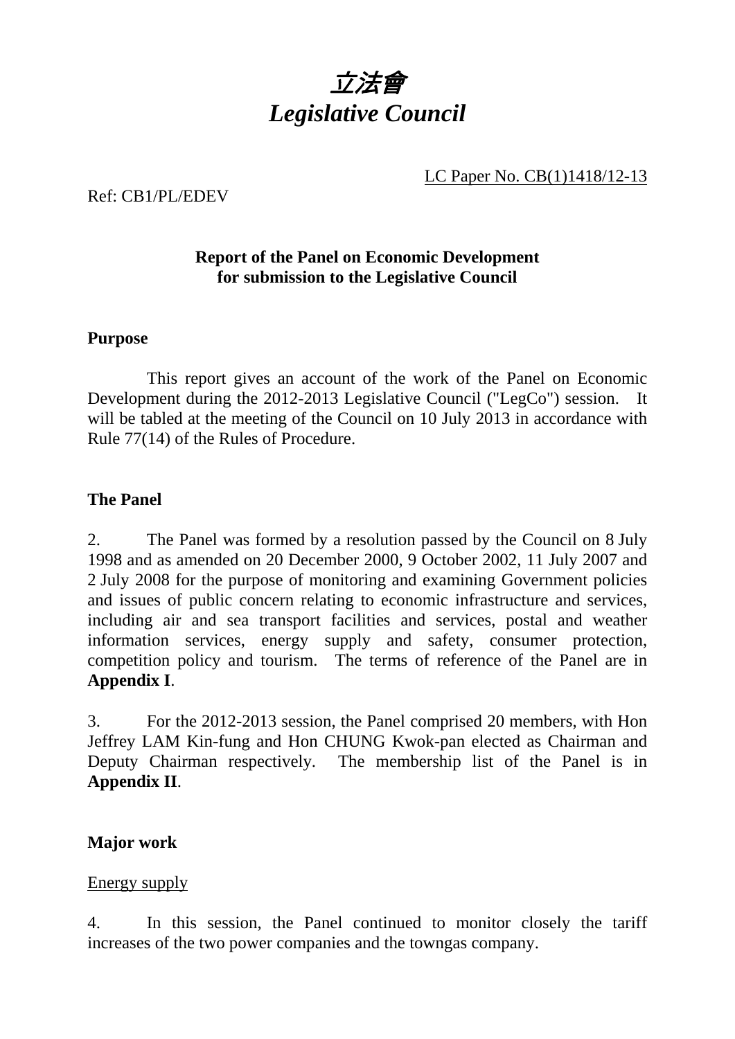# *立法會*
# *Legislative Council*

LC Paper No. CB(1)1418/12-13

Ref: CB1/PL/EDEV

**Report of the Panel on Economic Development for submission to the Legislative Council**

**Purpose**

This report gives an account of the work of the Panel on Economic Development during the 2012-2013 Legislative Council ("LegCo") session. It will be tabled at the meeting of the Council on 10 July 2013 in accordance with Rule 77(14) of the Rules of Procedure.

**The Panel**

2. The Panel was formed by a resolution passed by the Council on 8 July 1998 and as amended on 20 December 2000, 9 October 2002, 11 July 2007 and 2 July 2008 for the purpose of monitoring and examining Government policies and issues of public concern relating to economic infrastructure and services, including air and sea transport facilities and services, postal and weather information services, energy supply and safety, consumer protection, competition policy and tourism. The terms of reference of the Panel are in **Appendix I**.

3. For the 2012-2013 session, the Panel comprised 20 members, with Hon Jeffrey LAM Kin-fung and Hon CHUNG Kwok-pan elected as Chairman and Deputy Chairman respectively. The membership list of the Panel is in **Appendix II**.

**Major work**

Energy supply

4. In this session, the Panel continued to monitor closely the tariff increases of the two power companies and the towngas company.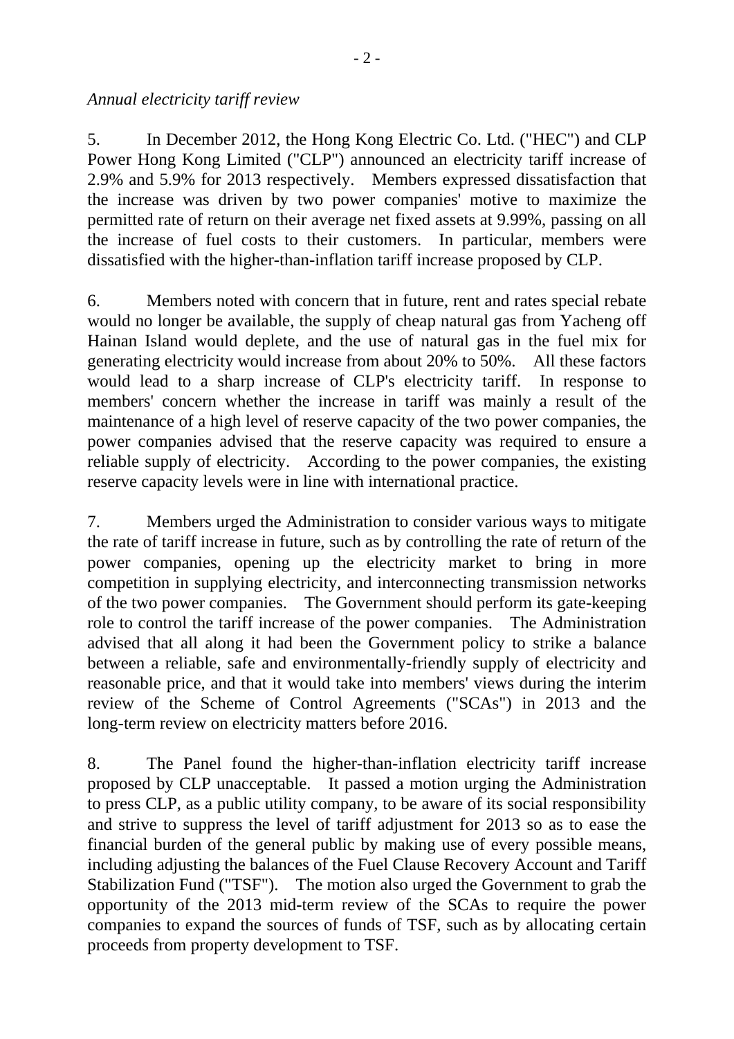*Annual electricity tariff review*

5. In December 2012, the Hong Kong Electric Co. Ltd. ("HEC") and CLP Power Hong Kong Limited ("CLP") announced an electricity tariff increase of 2.9% and 5.9% for 2013 respectively. Members expressed dissatisfaction that the increase was driven by two power companies' motive to maximize the permitted rate of return on their average net fixed assets at 9.99%, passing on all the increase of fuel costs to their customers. In particular, members were dissatisfied with the higher-than-inflation tariff increase proposed by CLP.

6. Members noted with concern that in future, rent and rates special rebate would no longer be available, the supply of cheap natural gas from Yacheng off Hainan Island would deplete, and the use of natural gas in the fuel mix for generating electricity would increase from about 20% to 50%. All these factors would lead to a sharp increase of CLP's electricity tariff. In response to members' concern whether the increase in tariff was mainly a result of the maintenance of a high level of reserve capacity of the two power companies, the power companies advised that the reserve capacity was required to ensure a reliable supply of electricity. According to the power companies, the existing reserve capacity levels were in line with international practice.

7. Members urged the Administration to consider various ways to mitigate the rate of tariff increase in future, such as by controlling the rate of return of the power companies, opening up the electricity market to bring in more competition in supplying electricity, and interconnecting transmission networks of the two power companies. The Government should perform its gate-keeping role to control the tariff increase of the power companies. The Administration advised that all along it had been the Government policy to strike a balance between a reliable, safe and environmentally-friendly supply of electricity and reasonable price, and that it would take into members' views during the interim review of the Scheme of Control Agreements ("SCAs") in 2013 and the long-term review on electricity matters before 2016.

8. The Panel found the higher-than-inflation electricity tariff increase proposed by CLP unacceptable. It passed a motion urging the Administration to press CLP, as a public utility company, to be aware of its social responsibility and strive to suppress the level of tariff adjustment for 2013 so as to ease the financial burden of the general public by making use of every possible means, including adjusting the balances of the Fuel Clause Recovery Account and Tariff Stabilization Fund ("TSF"). The motion also urged the Government to grab the opportunity of the 2013 mid-term review of the SCAs to require the power companies to expand the sources of funds of TSF, such as by allocating certain proceeds from property development to TSF.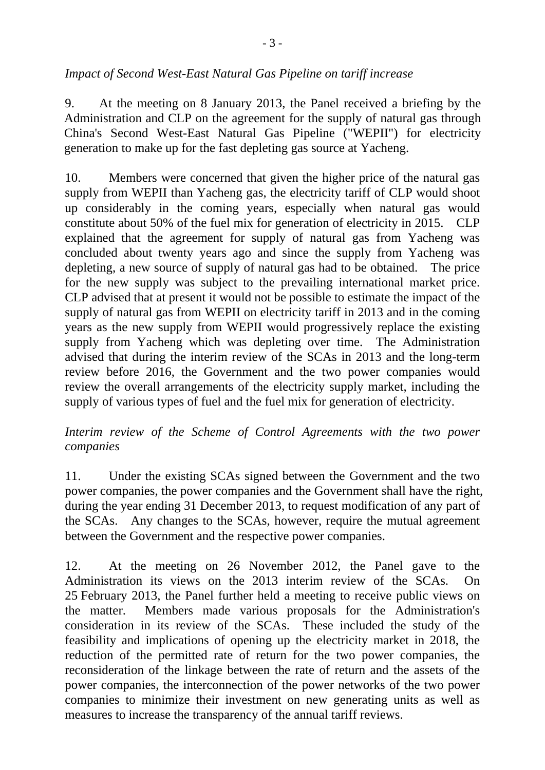*Impact of Second West-East Natural Gas Pipeline on tariff increase*

9. At the meeting on 8 January 2013, the Panel received a briefing by the Administration and CLP on the agreement for the supply of natural gas through China's Second West-East Natural Gas Pipeline ("WEPII") for electricity generation to make up for the fast depleting gas source at Yacheng.

10. Members were concerned that given the higher price of the natural gas supply from WEPII than Yacheng gas, the electricity tariff of CLP would shoot up considerably in the coming years, especially when natural gas would constitute about 50% of the fuel mix for generation of electricity in 2015. CLP explained that the agreement for supply of natural gas from Yacheng was concluded about twenty years ago and since the supply from Yacheng was depleting, a new source of supply of natural gas had to be obtained. The price for the new supply was subject to the prevailing international market price. CLP advised that at present it would not be possible to estimate the impact of the supply of natural gas from WEPII on electricity tariff in 2013 and in the coming years as the new supply from WEPII would progressively replace the existing supply from Yacheng which was depleting over time. The Administration advised that during the interim review of the SCAs in 2013 and the long-term review before 2016, the Government and the two power companies would review the overall arrangements of the electricity supply market, including the supply of various types of fuel and the fuel mix for generation of electricity.

*Interim review of the Scheme of Control Agreements with the two power companies*

11. Under the existing SCAs signed between the Government and the two power companies, the power companies and the Government shall have the right, during the year ending 31 December 2013, to request modification of any part of the SCAs. Any changes to the SCAs, however, require the mutual agreement between the Government and the respective power companies.

12. At the meeting on 26 November 2012, the Panel gave to the Administration its views on the 2013 interim review of the SCAs. On 25 February 2013, the Panel further held a meeting to receive public views on the matter. Members made various proposals for the Administration's consideration in its review of the SCAs. These included the study of the feasibility and implications of opening up the electricity market in 2018, the reduction of the permitted rate of return for the two power companies, the reconsideration of the linkage between the rate of return and the assets of the power companies, the interconnection of the power networks of the two power companies to minimize their investment on new generating units as well as measures to increase the transparency of the annual tariff reviews.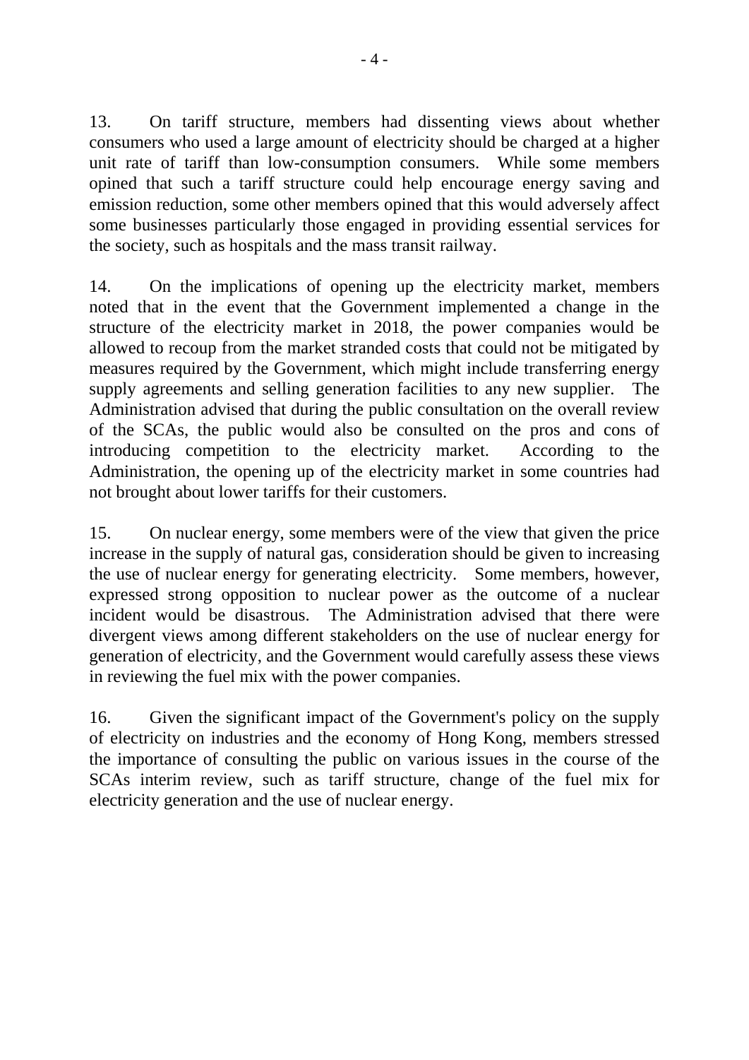13. On tariff structure, members had dissenting views about whether consumers who used a large amount of electricity should be charged at a higher unit rate of tariff than low-consumption consumers. While some members opined that such a tariff structure could help encourage energy saving and emission reduction, some other members opined that this would adversely affect some businesses particularly those engaged in providing essential services for the society, such as hospitals and the mass transit railway.

14. On the implications of opening up the electricity market, members noted that in the event that the Government implemented a change in the structure of the electricity market in 2018, the power companies would be allowed to recoup from the market stranded costs that could not be mitigated by measures required by the Government, which might include transferring energy supply agreements and selling generation facilities to any new supplier. The Administration advised that during the public consultation on the overall review of the SCAs, the public would also be consulted on the pros and cons of introducing competition to the electricity market. According to the Administration, the opening up of the electricity market in some countries had not brought about lower tariffs for their customers.

15. On nuclear energy, some members were of the view that given the price increase in the supply of natural gas, consideration should be given to increasing the use of nuclear energy for generating electricity. Some members, however, expressed strong opposition to nuclear power as the outcome of a nuclear incident would be disastrous. The Administration advised that there were divergent views among different stakeholders on the use of nuclear energy for generation of electricity, and the Government would carefully assess these views in reviewing the fuel mix with the power companies.

16. Given the significant impact of the Government's policy on the supply of electricity on industries and the economy of Hong Kong, members stressed the importance of consulting the public on various issues in the course of the SCAs interim review, such as tariff structure, change of the fuel mix for electricity generation and the use of nuclear energy.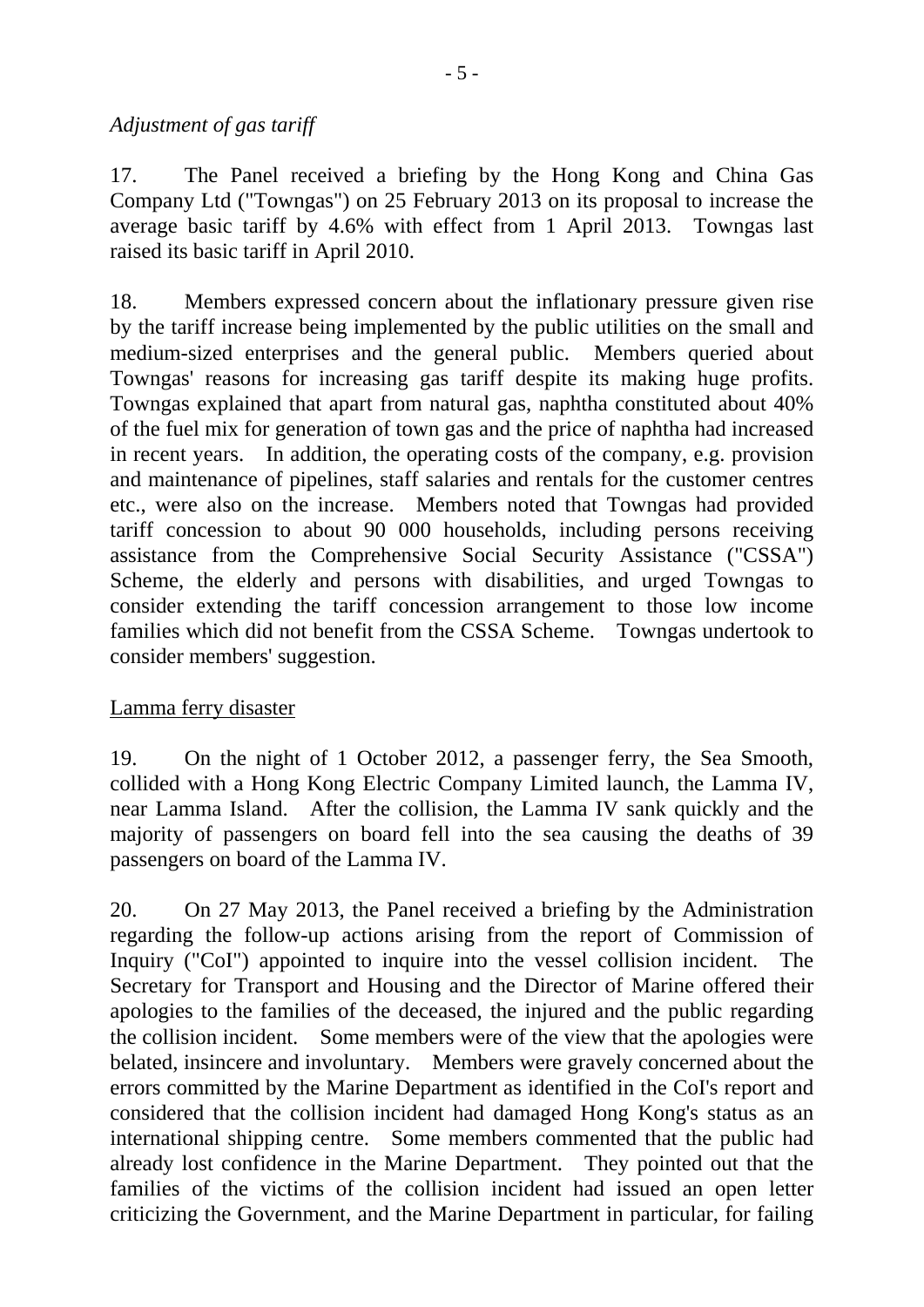*Adjustment of gas tariff*

17. The Panel received a briefing by the Hong Kong and China Gas Company Ltd ("Towngas") on 25 February 2013 on its proposal to increase the average basic tariff by 4.6% with effect from 1 April 2013. Towngas last raised its basic tariff in April 2010.

18. Members expressed concern about the inflationary pressure given rise by the tariff increase being implemented by the public utilities on the small and medium-sized enterprises and the general public. Members queried about Towngas' reasons for increasing gas tariff despite its making huge profits. Towngas explained that apart from natural gas, naphtha constituted about 40% of the fuel mix for generation of town gas and the price of naphtha had increased in recent years. In addition, the operating costs of the company, e.g. provision and maintenance of pipelines, staff salaries and rentals for the customer centres etc., were also on the increase. Members noted that Towngas had provided tariff concession to about 90 000 households, including persons receiving assistance from the Comprehensive Social Security Assistance ("CSSA") Scheme, the elderly and persons with disabilities, and urged Towngas to consider extending the tariff concession arrangement to those low income families which did not benefit from the CSSA Scheme. Towngas undertook to consider members' suggestion.

Lamma ferry disaster

19. On the night of 1 October 2012, a passenger ferry, the Sea Smooth, collided with a Hong Kong Electric Company Limited launch, the Lamma IV, near Lamma Island. After the collision, the Lamma IV sank quickly and the majority of passengers on board fell into the sea causing the deaths of 39 passengers on board of the Lamma IV.

20. On 27 May 2013, the Panel received a briefing by the Administration regarding the follow-up actions arising from the report of Commission of Inquiry ("CoI") appointed to inquire into the vessel collision incident. The Secretary for Transport and Housing and the Director of Marine offered their apologies to the families of the deceased, the injured and the public regarding the collision incident. Some members were of the view that the apologies were belated, insincere and involuntary. Members were gravely concerned about the errors committed by the Marine Department as identified in the CoI's report and considered that the collision incident had damaged Hong Kong's status as an international shipping centre. Some members commented that the public had already lost confidence in the Marine Department. They pointed out that the families of the victims of the collision incident had issued an open letter criticizing the Government, and the Marine Department in particular, for failing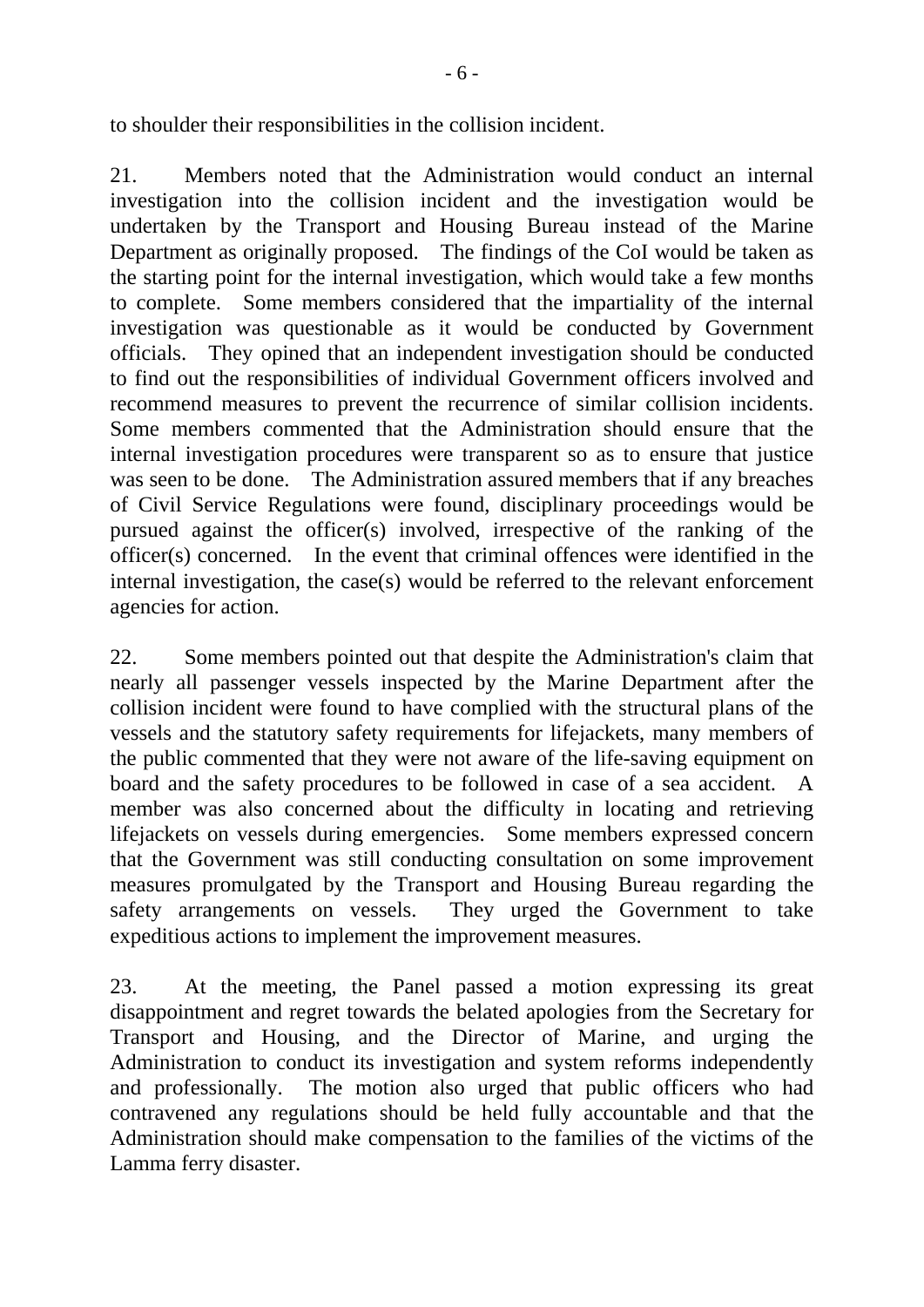to shoulder their responsibilities in the collision incident.

21. Members noted that the Administration would conduct an internal investigation into the collision incident and the investigation would be undertaken by the Transport and Housing Bureau instead of the Marine Department as originally proposed. The findings of the CoI would be taken as the starting point for the internal investigation, which would take a few months to complete. Some members considered that the impartiality of the internal investigation was questionable as it would be conducted by Government officials. They opined that an independent investigation should be conducted to find out the responsibilities of individual Government officers involved and recommend measures to prevent the recurrence of similar collision incidents. Some members commented that the Administration should ensure that the internal investigation procedures were transparent so as to ensure that justice was seen to be done. The Administration assured members that if any breaches of Civil Service Regulations were found, disciplinary proceedings would be pursued against the officer(s) involved, irrespective of the ranking of the officer(s) concerned. In the event that criminal offences were identified in the internal investigation, the case(s) would be referred to the relevant enforcement agencies for action.

22. Some members pointed out that despite the Administration's claim that nearly all passenger vessels inspected by the Marine Department after the collision incident were found to have complied with the structural plans of the vessels and the statutory safety requirements for lifejackets, many members of the public commented that they were not aware of the life-saving equipment on board and the safety procedures to be followed in case of a sea accident. A member was also concerned about the difficulty in locating and retrieving lifejackets on vessels during emergencies. Some members expressed concern that the Government was still conducting consultation on some improvement measures promulgated by the Transport and Housing Bureau regarding the safety arrangements on vessels. They urged the Government to take expeditious actions to implement the improvement measures.

23. At the meeting, the Panel passed a motion expressing its great disappointment and regret towards the belated apologies from the Secretary for Transport and Housing, and the Director of Marine, and urging the Administration to conduct its investigation and system reforms independently and professionally. The motion also urged that public officers who had contravened any regulations should be held fully accountable and that the Administration should make compensation to the families of the victims of the Lamma ferry disaster.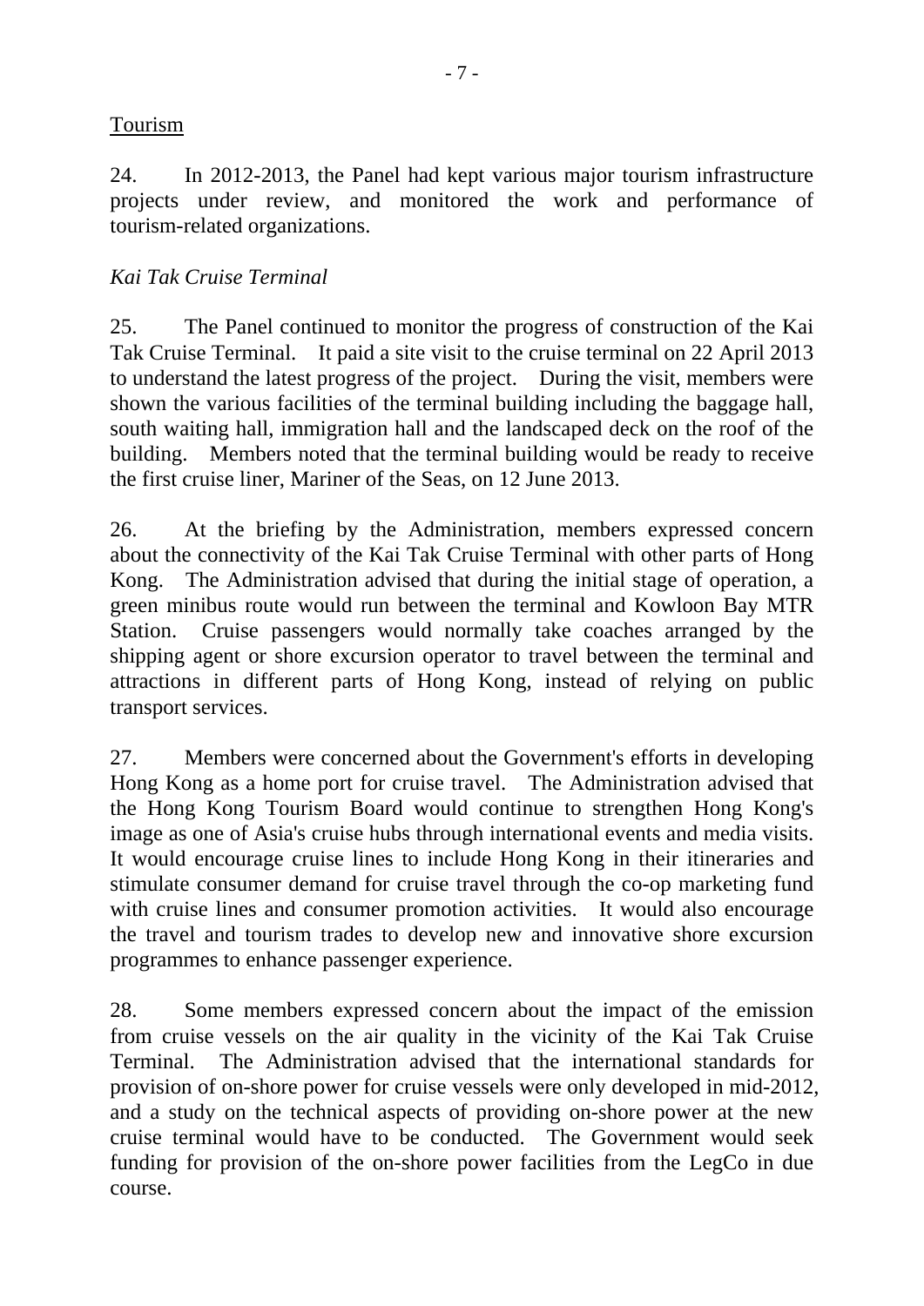<u>Tourism</u>

24. In 2012-2013, the Panel had kept various major tourism infrastructure projects under review, and monitored the work and performance of tourism-related organizations.

*Kai Tak Cruise Terminal*

25. The Panel continued to monitor the progress of construction of the Kai Tak Cruise Terminal. It paid a site visit to the cruise terminal on 22 April 2013 to understand the latest progress of the project. During the visit, members were shown the various facilities of the terminal building including the baggage hall, south waiting hall, immigration hall and the landscaped deck on the roof of the building. Members noted that the terminal building would be ready to receive the first cruise liner, Mariner of the Seas, on 12 June 2013.

26. At the briefing by the Administration, members expressed concern about the connectivity of the Kai Tak Cruise Terminal with other parts of Hong Kong. The Administration advised that during the initial stage of operation, a green minibus route would run between the terminal and Kowloon Bay MTR Station. Cruise passengers would normally take coaches arranged by the shipping agent or shore excursion operator to travel between the terminal and attractions in different parts of Hong Kong, instead of relying on public transport services.

27. Members were concerned about the Government's efforts in developing Hong Kong as a home port for cruise travel. The Administration advised that the Hong Kong Tourism Board would continue to strengthen Hong Kong's image as one of Asia's cruise hubs through international events and media visits. It would encourage cruise lines to include Hong Kong in their itineraries and stimulate consumer demand for cruise travel through the co-op marketing fund with cruise lines and consumer promotion activities. It would also encourage the travel and tourism trades to develop new and innovative shore excursion programmes to enhance passenger experience.

28. Some members expressed concern about the impact of the emission from cruise vessels on the air quality in the vicinity of the Kai Tak Cruise Terminal. The Administration advised that the international standards for provision of on-shore power for cruise vessels were only developed in mid-2012, and a study on the technical aspects of providing on-shore power at the new cruise terminal would have to be conducted. The Government would seek funding for provision of the on-shore power facilities from the LegCo in due course.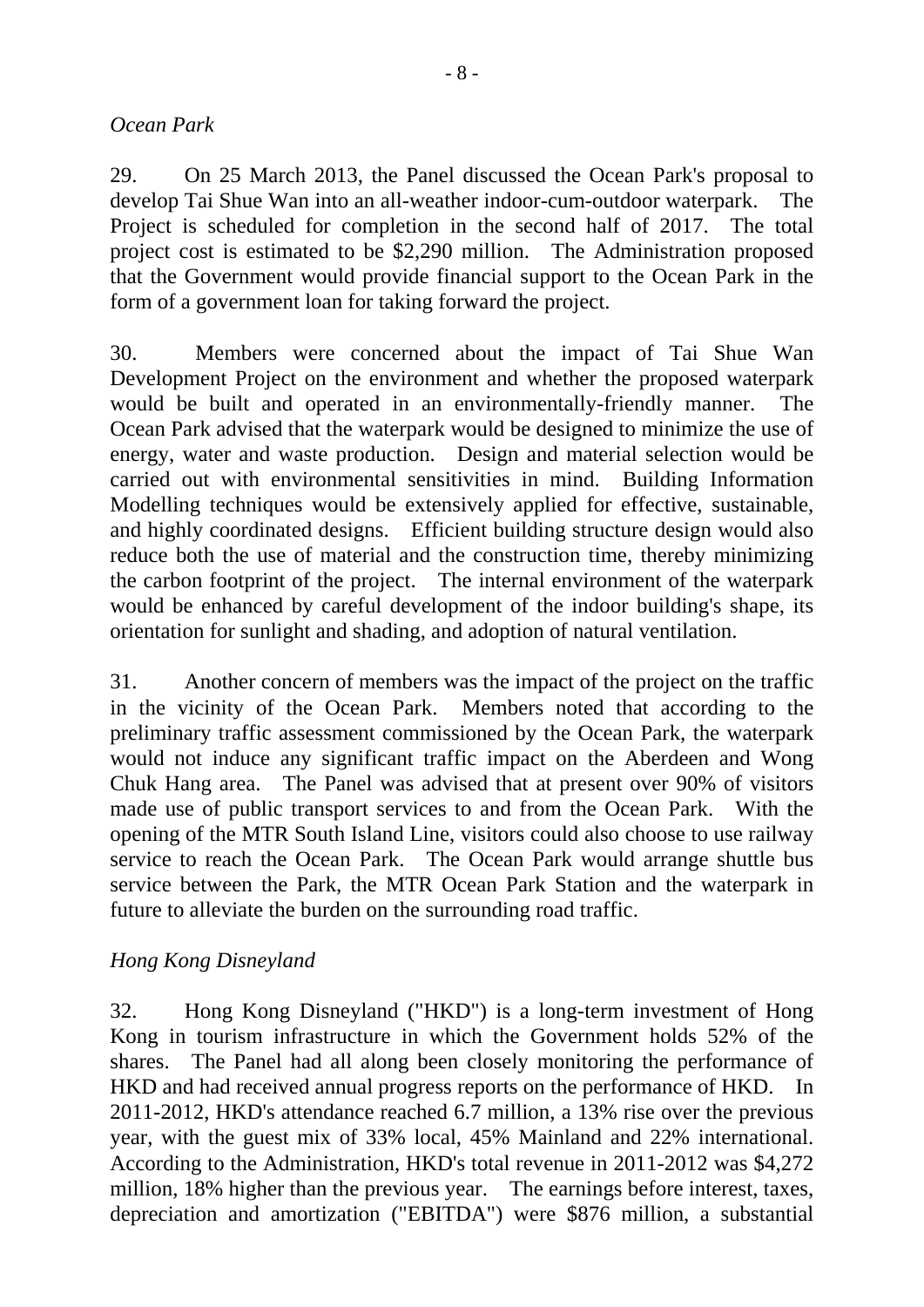*Ocean Park*

29. On 25 March 2013, the Panel discussed the Ocean Park's proposal to develop Tai Shue Wan into an all-weather indoor-cum-outdoor waterpark. The Project is scheduled for completion in the second half of 2017. The total project cost is estimated to be $2,290 million. The Administration proposed that the Government would provide financial support to the Ocean Park in the form of a government loan for taking forward the project.

30. Members were concerned about the impact of Tai Shue Wan Development Project on the environment and whether the proposed waterpark would be built and operated in an environmentally-friendly manner. The Ocean Park advised that the waterpark would be designed to minimize the use of energy, water and waste production. Design and material selection would be carried out with environmental sensitivities in mind. Building Information Modelling techniques would be extensively applied for effective, sustainable, and highly coordinated designs. Efficient building structure design would also reduce both the use of material and the construction time, thereby minimizing the carbon footprint of the project. The internal environment of the waterpark would be enhanced by careful development of the indoor building's shape, its orientation for sunlight and shading, and adoption of natural ventilation.

31. Another concern of members was the impact of the project on the traffic in the vicinity of the Ocean Park. Members noted that according to the preliminary traffic assessment commissioned by the Ocean Park, the waterpark would not induce any significant traffic impact on the Aberdeen and Wong Chuk Hang area. The Panel was advised that at present over 90% of visitors made use of public transport services to and from the Ocean Park. With the opening of the MTR South Island Line, visitors could also choose to use railway service to reach the Ocean Park. The Ocean Park would arrange shuttle bus service between the Park, the MTR Ocean Park Station and the waterpark in future to alleviate the burden on the surrounding road traffic.

*Hong Kong Disneyland*

32. Hong Kong Disneyland ("HKD") is a long-term investment of Hong Kong in tourism infrastructure in which the Government holds 52% of the shares. The Panel had all along been closely monitoring the performance of HKD and had received annual progress reports on the performance of HKD. In 2011-2012, HKD's attendance reached 6.7 million, a 13% rise over the previous year, with the guest mix of 33% local, 45% Mainland and 22% international. According to the Administration, HKD's total revenue in 2011-2012 was $4,272 million, 18% higher than the previous year. The earnings before interest, taxes, depreciation and amortization ("EBITDA") were $876 million, a substantial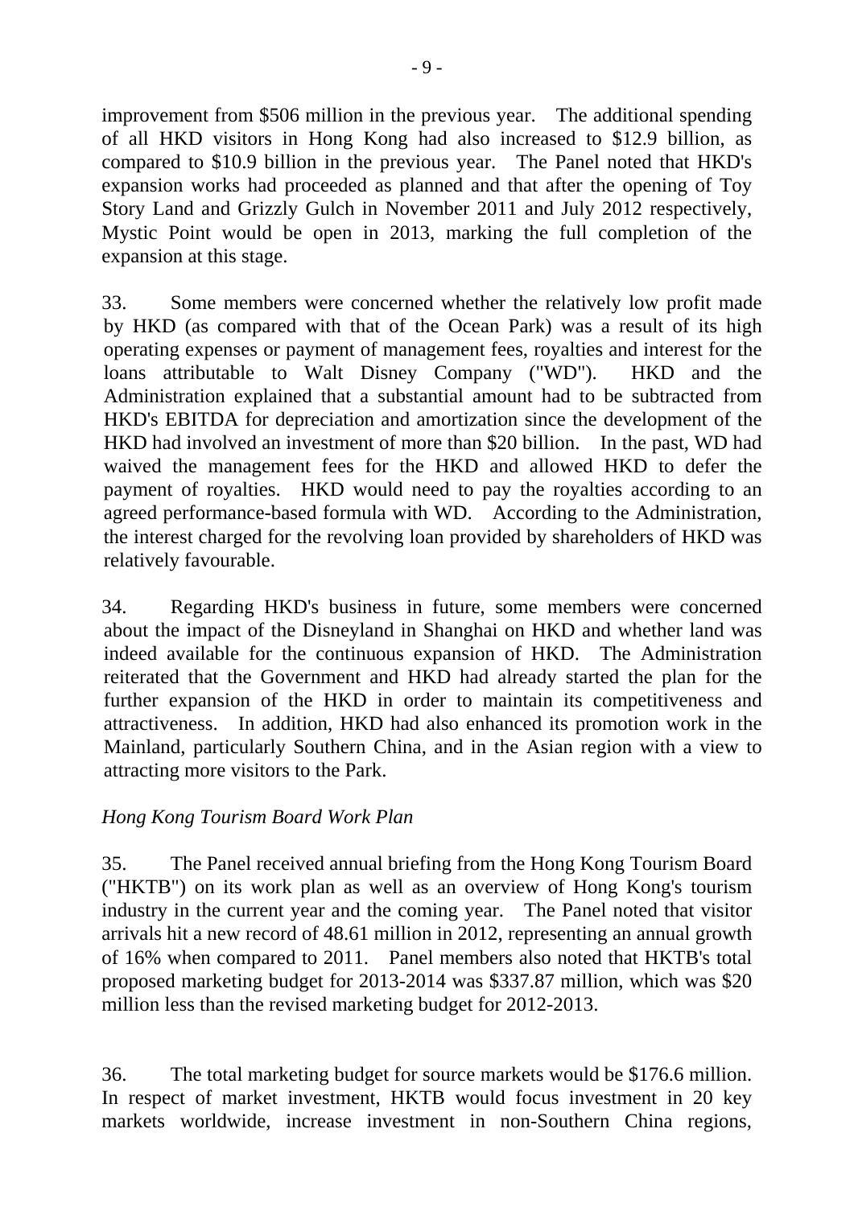improvement from $506 million in the previous year. The additional spending of all HKD visitors in Hong Kong had also increased to $12.9 billion, as compared to $10.9 billion in the previous year. The Panel noted that HKD's expansion works had proceeded as planned and that after the opening of Toy Story Land and Grizzly Gulch in November 2011 and July 2012 respectively, Mystic Point would be open in 2013, marking the full completion of the expansion at this stage.

33. Some members were concerned whether the relatively low profit made by HKD (as compared with that of the Ocean Park) was a result of its high operating expenses or payment of management fees, royalties and interest for the loans attributable to Walt Disney Company ("WD"). HKD and the Administration explained that a substantial amount had to be subtracted from HKD's EBITDA for depreciation and amortization since the development of the HKD had involved an investment of more than $20 billion. In the past, WD had waived the management fees for the HKD and allowed HKD to defer the payment of royalties. HKD would need to pay the royalties according to an agreed performance-based formula with WD. According to the Administration, the interest charged for the revolving loan provided by shareholders of HKD was relatively favourable.

34. Regarding HKD's business in future, some members were concerned about the impact of the Disneyland in Shanghai on HKD and whether land was indeed available for the continuous expansion of HKD. The Administration reiterated that the Government and HKD had already started the plan for the further expansion of the HKD in order to maintain its competitiveness and attractiveness. In addition, HKD had also enhanced its promotion work in the Mainland, particularly Southern China, and in the Asian region with a view to attracting more visitors to the Park.

*Hong Kong Tourism Board Work Plan*

35. The Panel received annual briefing from the Hong Kong Tourism Board ("HKTB") on its work plan as well as an overview of Hong Kong's tourism industry in the current year and the coming year. The Panel noted that visitor arrivals hit a new record of 48.61 million in 2012, representing an annual growth of 16% when compared to 2011. Panel members also noted that HKTB's total proposed marketing budget for 2013-2014 was $337.87 million, which was $20 million less than the revised marketing budget for 2012-2013.

36. The total marketing budget for source markets would be $176.6 million. In respect of market investment, HKTB would focus investment in 20 key markets worldwide, increase investment in non-Southern China regions,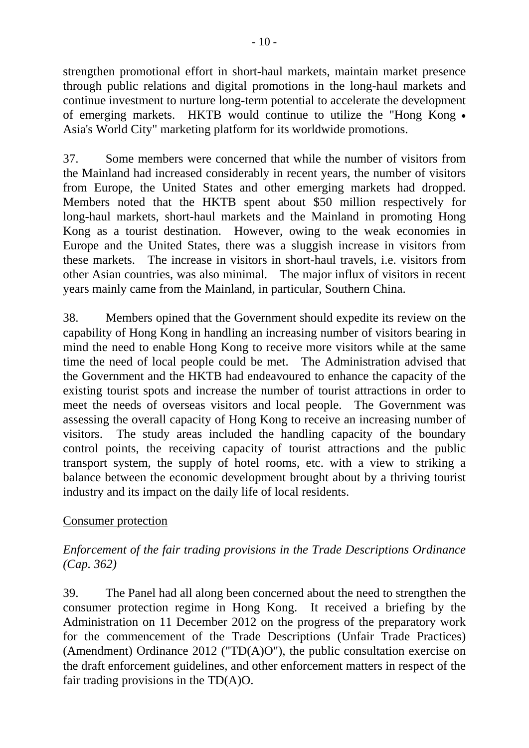strengthen promotional effort in short-haul markets, maintain market presence through public relations and digital promotions in the long-haul markets and continue investment to nurture long-term potential to accelerate the development of emerging markets. HKTB would continue to utilize the "Hong Kong • Asia's World City" marketing platform for its worldwide promotions.

37. Some members were concerned that while the number of visitors from the Mainland had increased considerably in recent years, the number of visitors from Europe, the United States and other emerging markets had dropped. Members noted that the HKTB spent about $50 million respectively for long-haul markets, short-haul markets and the Mainland in promoting Hong Kong as a tourist destination. However, owing to the weak economies in Europe and the United States, there was a sluggish increase in visitors from these markets. The increase in visitors in short-haul travels, i.e. visitors from other Asian countries, was also minimal. The major influx of visitors in recent years mainly came from the Mainland, in particular, Southern China.

38. Members opined that the Government should expedite its review on the capability of Hong Kong in handling an increasing number of visitors bearing in mind the need to enable Hong Kong to receive more visitors while at the same time the need of local people could be met. The Administration advised that the Government and the HKTB had endeavoured to enhance the capacity of the existing tourist spots and increase the number of tourist attractions in order to meet the needs of overseas visitors and local people. The Government was assessing the overall capacity of Hong Kong to receive an increasing number of visitors. The study areas included the handling capacity of the boundary control points, the receiving capacity of tourist attractions and the public transport system, the supply of hotel rooms, etc. with a view to striking a balance between the economic development brought about by a thriving tourist industry and its impact on the daily life of local residents.

## Consumer protection

### *Enforcement of the fair trading provisions in the Trade Descriptions Ordinance (Cap. 362)*

39. The Panel had all along been concerned about the need to strengthen the consumer protection regime in Hong Kong. It received a briefing by the Administration on 11 December 2012 on the progress of the preparatory work for the commencement of the Trade Descriptions (Unfair Trade Practices) (Amendment) Ordinance 2012 ("TD(A)O"), the public consultation exercise on the draft enforcement guidelines, and other enforcement matters in respect of the fair trading provisions in the TD(A)O.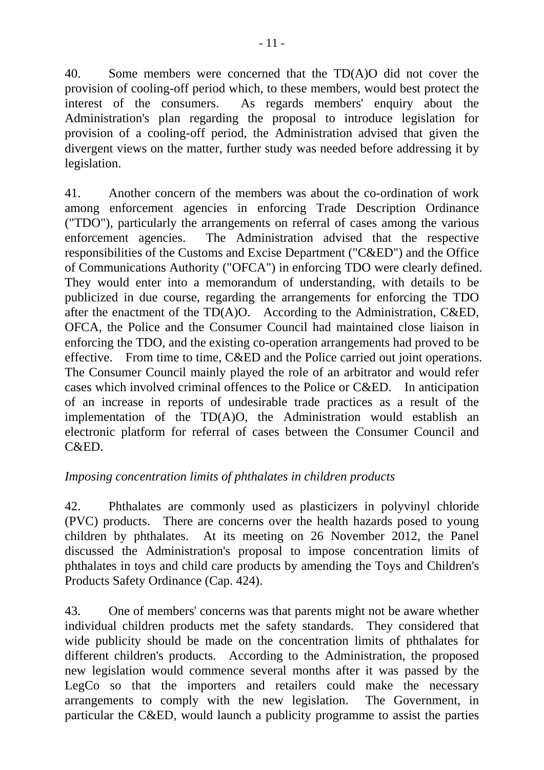40. Some members were concerned that the TD(A)O did not cover the provision of cooling-off period which, to these members, would best protect the interest of the consumers. As regards members' enquiry about the Administration's plan regarding the proposal to introduce legislation for provision of a cooling-off period, the Administration advised that given the divergent views on the matter, further study was needed before addressing it by legislation.

41. Another concern of the members was about the co-ordination of work among enforcement agencies in enforcing Trade Description Ordinance ("TDO"), particularly the arrangements on referral of cases among the various enforcement agencies. The Administration advised that the respective responsibilities of the Customs and Excise Department ("C&ED") and the Office of Communications Authority ("OFCA") in enforcing TDO were clearly defined. They would enter into a memorandum of understanding, with details to be publicized in due course, regarding the arrangements for enforcing the TDO after the enactment of the TD(A)O. According to the Administration, C&ED, OFCA, the Police and the Consumer Council had maintained close liaison in enforcing the TDO, and the existing co-operation arrangements had proved to be effective. From time to time, C&ED and the Police carried out joint operations. The Consumer Council mainly played the role of an arbitrator and would refer cases which involved criminal offences to the Police or C&ED. In anticipation of an increase in reports of undesirable trade practices as a result of the implementation of the TD(A)O, the Administration would establish an electronic platform for referral of cases between the Consumer Council and C&ED.

*Imposing concentration limits of phthalates in children products*

42. Phthalates are commonly used as plasticizers in polyvinyl chloride (PVC) products. There are concerns over the health hazards posed to young children by phthalates. At its meeting on 26 November 2012, the Panel discussed the Administration's proposal to impose concentration limits of phthalates in toys and child care products by amending the Toys and Children's Products Safety Ordinance (Cap. 424).

43. One of members' concerns was that parents might not be aware whether individual children products met the safety standards. They considered that wide publicity should be made on the concentration limits of phthalates for different children's products. According to the Administration, the proposed new legislation would commence several months after it was passed by the LegCo so that the importers and retailers could make the necessary arrangements to comply with the new legislation. The Government, in particular the C&ED, would launch a publicity programme to assist the parties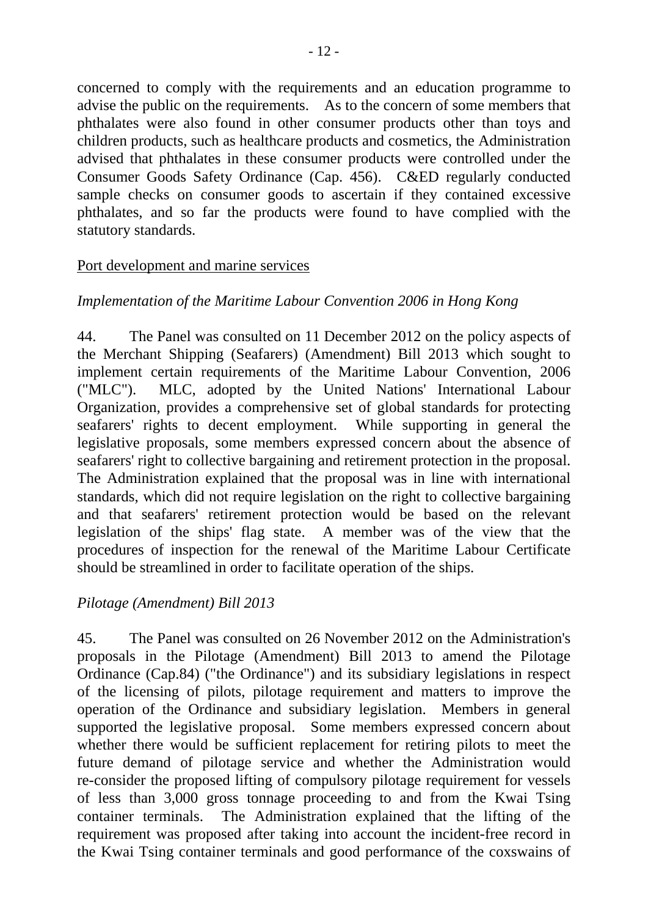concerned to comply with the requirements and an education programme to advise the public on the requirements. As to the concern of some members that phthalates were also found in other consumer products other than toys and children products, such as healthcare products and cosmetics, the Administration advised that phthalates in these consumer products were controlled under the Consumer Goods Safety Ordinance (Cap. 456). C&ED regularly conducted sample checks on consumer goods to ascertain if they contained excessive phthalates, and so far the products were found to have complied with the statutory standards.

<u>Port development and marine services</u>

*Implementation of the Maritime Labour Convention 2006 in Hong Kong*

44. The Panel was consulted on 11 December 2012 on the policy aspects of the Merchant Shipping (Seafarers) (Amendment) Bill 2013 which sought to implement certain requirements of the Maritime Labour Convention, 2006 ("MLC"). MLC, adopted by the United Nations' International Labour Organization, provides a comprehensive set of global standards for protecting seafarers' rights to decent employment. While supporting in general the legislative proposals, some members expressed concern about the absence of seafarers' right to collective bargaining and retirement protection in the proposal. The Administration explained that the proposal was in line with international standards, which did not require legislation on the right to collective bargaining and that seafarers' retirement protection would be based on the relevant legislation of the ships' flag state. A member was of the view that the procedures of inspection for the renewal of the Maritime Labour Certificate should be streamlined in order to facilitate operation of the ships.

*Pilotage (Amendment) Bill 2013*

45. The Panel was consulted on 26 November 2012 on the Administration's proposals in the Pilotage (Amendment) Bill 2013 to amend the Pilotage Ordinance (Cap.84) ("the Ordinance") and its subsidiary legislations in respect of the licensing of pilots, pilotage requirement and matters to improve the operation of the Ordinance and subsidiary legislation. Members in general supported the legislative proposal. Some members expressed concern about whether there would be sufficient replacement for retiring pilots to meet the future demand of pilotage service and whether the Administration would re-consider the proposed lifting of compulsory pilotage requirement for vessels of less than 3,000 gross tonnage proceeding to and from the Kwai Tsing container terminals. The Administration explained that the lifting of the requirement was proposed after taking into account the incident-free record in the Kwai Tsing container terminals and good performance of the coxswains of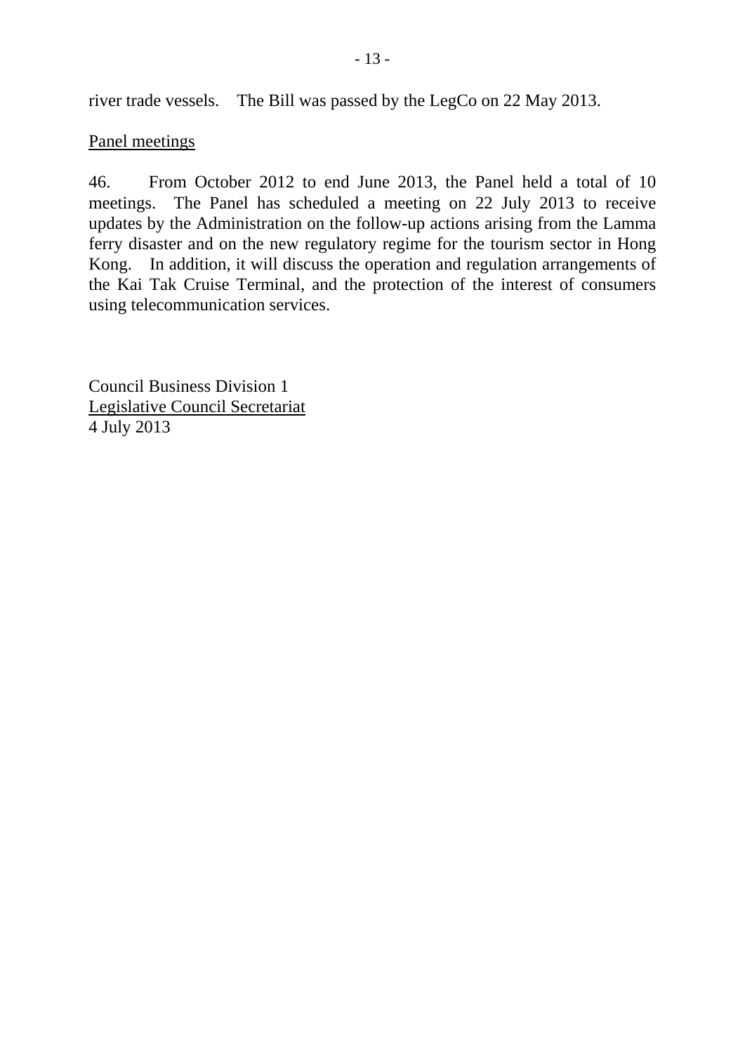river trade vessels. The Bill was passed by the LegCo on 22 May 2013.

Panel meetings

46. From October 2012 to end June 2013, the Panel held a total of 10 meetings. The Panel has scheduled a meeting on 22 July 2013 to receive updates by the Administration on the follow-up actions arising from the Lamma ferry disaster and on the new regulatory regime for the tourism sector in Hong Kong. In addition, it will discuss the operation and regulation arrangements of the Kai Tak Cruise Terminal, and the protection of the interest of consumers using telecommunication services.

Council Business Division 1
Legislative Council Secretariat
4 July 2013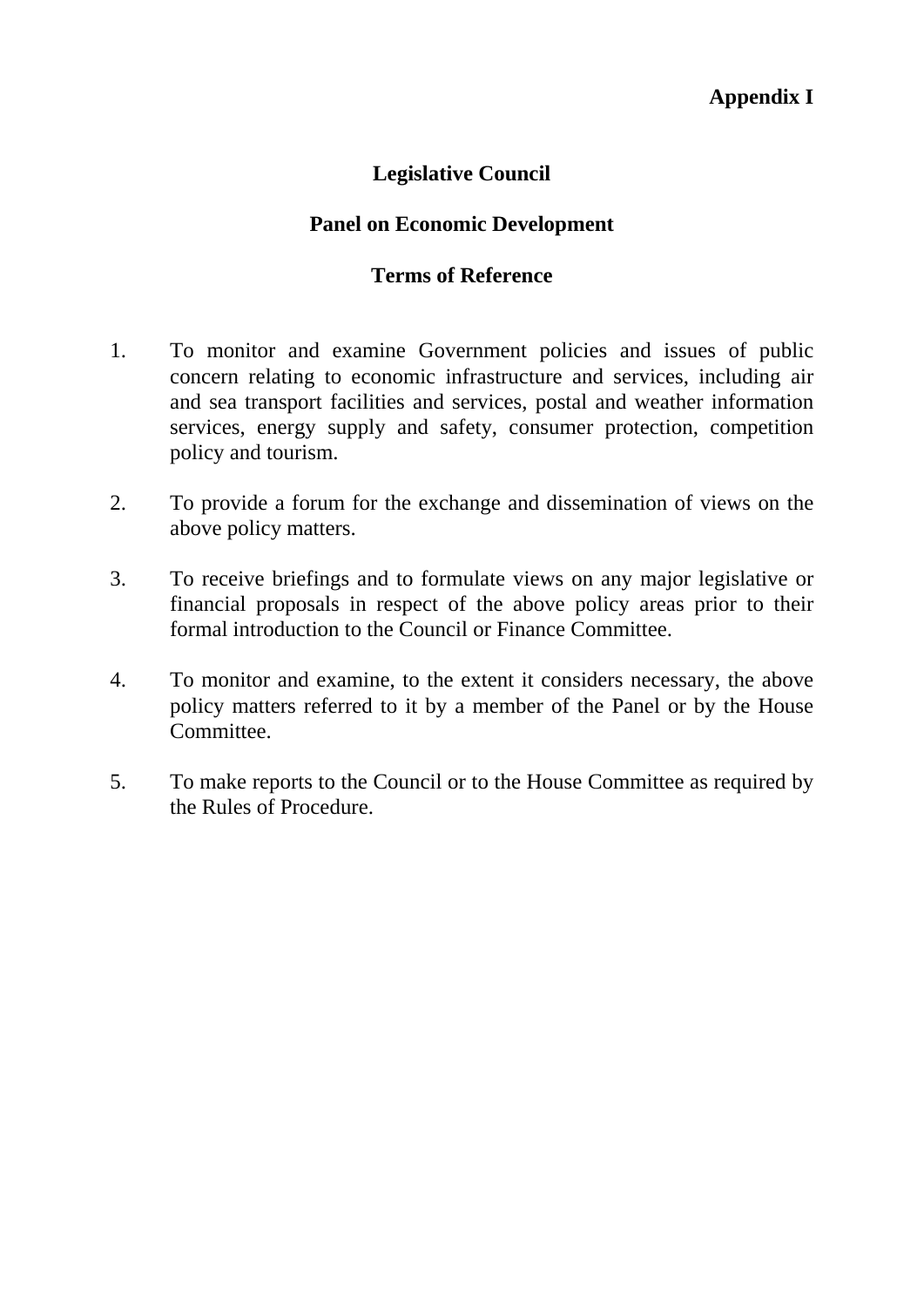**Appendix I**

# Legislative Council

## Panel on Economic Development

## Terms of Reference

1. To monitor and examine Government policies and issues of public concern relating to economic infrastructure and services, including air and sea transport facilities and services, postal and weather information services, energy supply and safety, consumer protection, competition policy and tourism.

2. To provide a forum for the exchange and dissemination of views on the above policy matters.

3. To receive briefings and to formulate views on any major legislative or financial proposals in respect of the above policy areas prior to their formal introduction to the Council or Finance Committee.

4. To monitor and examine, to the extent it considers necessary, the above policy matters referred to it by a member of the Panel or by the House Committee.

5. To make reports to the Council or to the House Committee as required by the Rules of Procedure.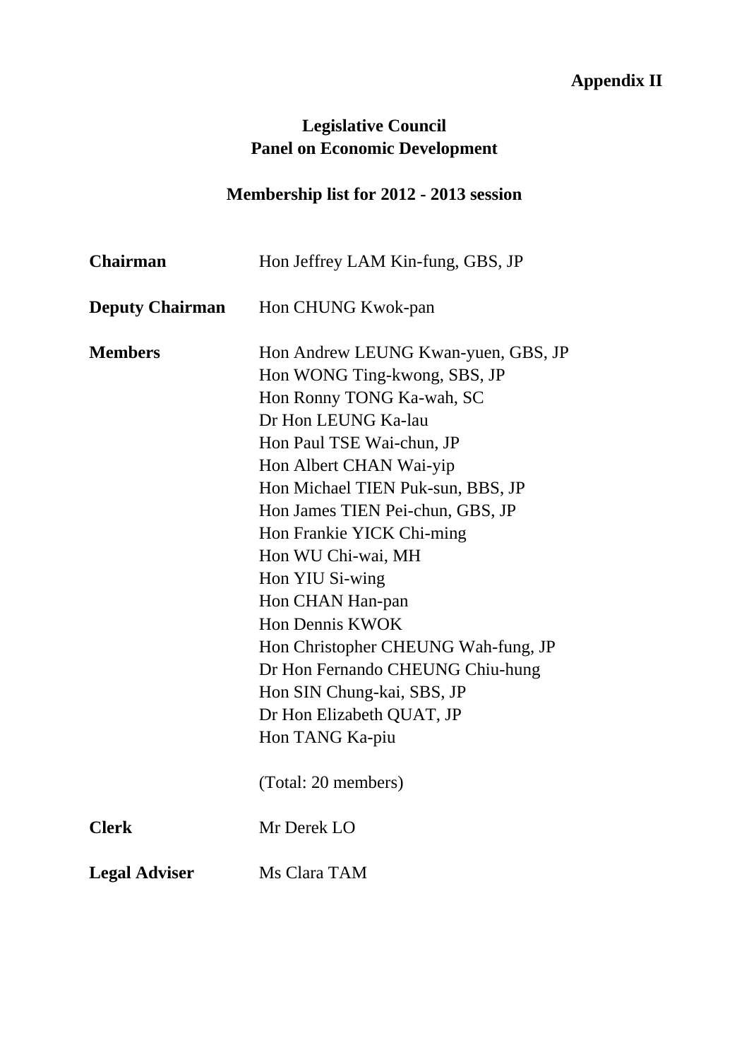**Appendix II**

# Legislative Council
## Panel on Economic Development

### Membership list for 2012 - 2013 session

| | |
|---|---|
| **Chairman** | Hon Jeffrey LAM Kin-fung, GBS, JP |
| **Deputy Chairman** | Hon CHUNG Kwok-pan |
| **Members** | Hon Andrew LEUNG Kwan-yuen, GBS, JP<br>Hon WONG Ting-kwong, SBS, JP<br>Hon Ronny TONG Ka-wah, SC<br>Dr Hon LEUNG Ka-lau<br>Hon Paul TSE Wai-chun, JP<br>Hon Albert CHAN Wai-yip<br>Hon Michael TIEN Puk-sun, BBS, JP<br>Hon James TIEN Pei-chun, GBS, JP<br>Hon Frankie YICK Chi-ming<br>Hon WU Chi-wai, MH<br>Hon YIU Si-wing<br>Hon CHAN Han-pan<br>Hon Dennis KWOK<br>Hon Christopher CHEUNG Wah-fung, JP<br>Dr Hon Fernando CHEUNG Chiu-hung<br>Hon SIN Chung-kai, SBS, JP<br>Dr Hon Elizabeth QUAT, JP<br>Hon TANG Ka-piu<br><br>(Total: 20 members) |
| **Clerk** | Mr Derek LO |
| **Legal Adviser** | Ms Clara TAM |